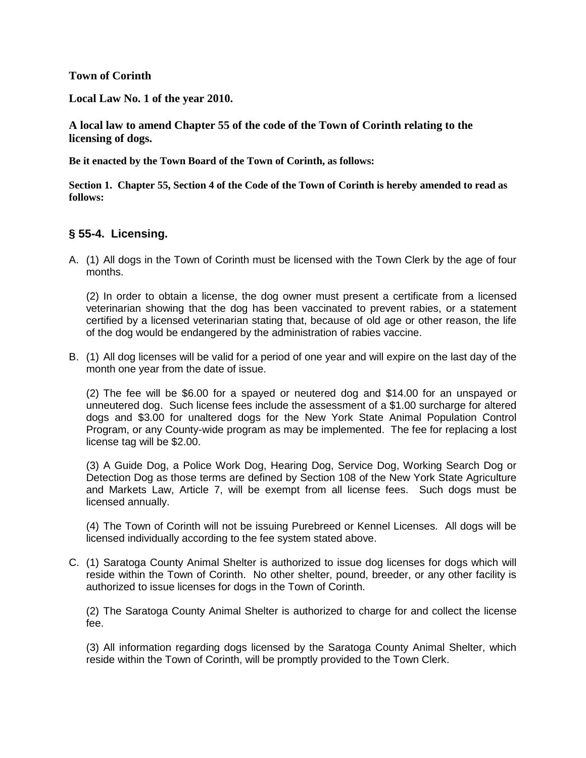**Town of Corinth**

**Local Law No. 1 of the year 2010.**

**A local law to amend Chapter 55 of the code of the Town of Corinth relating to the licensing of dogs.**

**Be it enacted by the Town Board of the Town of Corinth, as follows:**

**Section 1. Chapter 55, Section 4 of the Code of the Town of Corinth is hereby amended to read as follows:**

## § 55-4. Licensing.

A. (1) All dogs in the Town of Corinth must be licensed with the Town Clerk by the age of four months.

(2) In order to obtain a license, the dog owner must present a certificate from a licensed veterinarian showing that the dog has been vaccinated to prevent rabies, or a statement certified by a licensed veterinarian stating that, because of old age or other reason, the life of the dog would be endangered by the administration of rabies vaccine.

B. (1) All dog licenses will be valid for a period of one year and will expire on the last day of the month one year from the date of issue.

(2) The fee will be $6.00 for a spayed or neutered dog and $14.00 for an unspayed or unneutered dog. Such license fees include the assessment of a $1.00 surcharge for altered dogs and $3.00 for unaltered dogs for the New York State Animal Population Control Program, or any County-wide program as may be implemented. The fee for replacing a lost license tag will be $2.00.

(3) A Guide Dog, a Police Work Dog, Hearing Dog, Service Dog, Working Search Dog or Detection Dog as those terms are defined by Section 108 of the New York State Agriculture and Markets Law, Article 7, will be exempt from all license fees. Such dogs must be licensed annually.

(4) The Town of Corinth will not be issuing Purebreed or Kennel Licenses. All dogs will be licensed individually according to the fee system stated above.

C. (1) Saratoga County Animal Shelter is authorized to issue dog licenses for dogs which will reside within the Town of Corinth. No other shelter, pound, breeder, or any other facility is authorized to issue licenses for dogs in the Town of Corinth.

(2) The Saratoga County Animal Shelter is authorized to charge for and collect the license fee.

(3) All information regarding dogs licensed by the Saratoga County Animal Shelter, which reside within the Town of Corinth, will be promptly provided to the Town Clerk.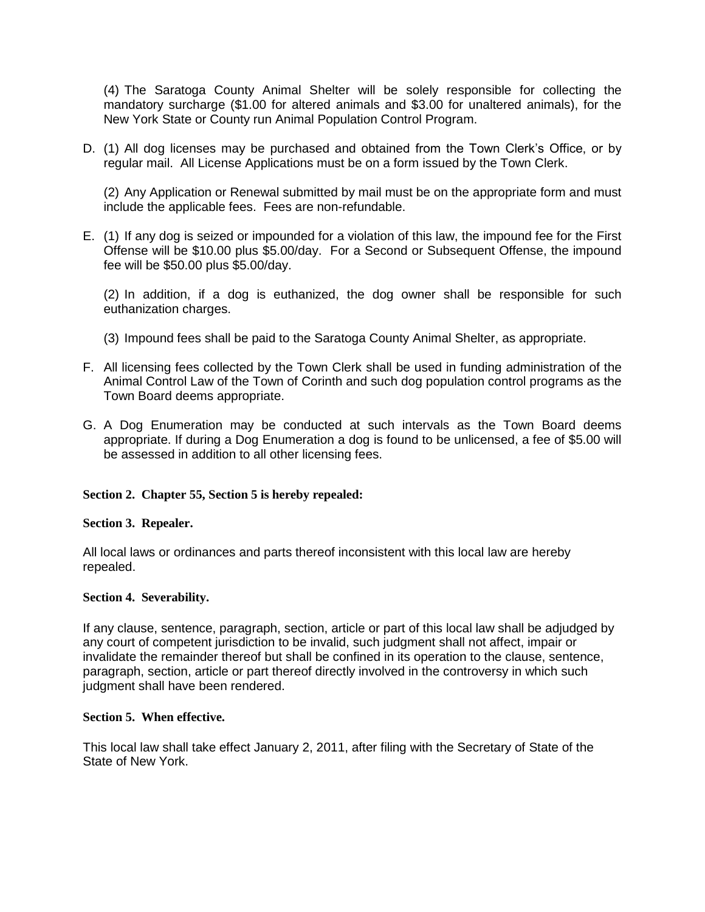(4) The Saratoga County Animal Shelter will be solely responsible for collecting the mandatory surcharge ($1.00 for altered animals and $3.00 for unaltered animals), for the New York State or County run Animal Population Control Program.

D. (1) All dog licenses may be purchased and obtained from the Town Clerk's Office, or by regular mail. All License Applications must be on a form issued by the Town Clerk.

   (2) Any Application or Renewal submitted by mail must be on the appropriate form and must include the applicable fees. Fees are non-refundable.

E. (1) If any dog is seized or impounded for a violation of this law, the impound fee for the First Offense will be $10.00 plus $5.00/day. For a Second or Subsequent Offense, the impound fee will be $50.00 plus $5.00/day.

   (2) In addition, if a dog is euthanized, the dog owner shall be responsible for such euthanization charges.

   (3) Impound fees shall be paid to the Saratoga County Animal Shelter, as appropriate.

F. All licensing fees collected by the Town Clerk shall be used in funding administration of the Animal Control Law of the Town of Corinth and such dog population control programs as the Town Board deems appropriate.

G. A Dog Enumeration may be conducted at such intervals as the Town Board deems appropriate. If during a Dog Enumeration a dog is found to be unlicensed, a fee of $5.00 will be assessed in addition to all other licensing fees.

**Section 2. Chapter 55, Section 5 is hereby repealed:**

**Section 3. Repealer.**

All local laws or ordinances and parts thereof inconsistent with this local law are hereby repealed.

**Section 4. Severability.**

If any clause, sentence, paragraph, section, article or part of this local law shall be adjudged by any court of competent jurisdiction to be invalid, such judgment shall not affect, impair or invalidate the remainder thereof but shall be confined in its operation to the clause, sentence, paragraph, section, article or part thereof directly involved in the controversy in which such judgment shall have been rendered.

**Section 5. When effective.**

This local law shall take effect January 2, 2011, after filing with the Secretary of State of the State of New York.